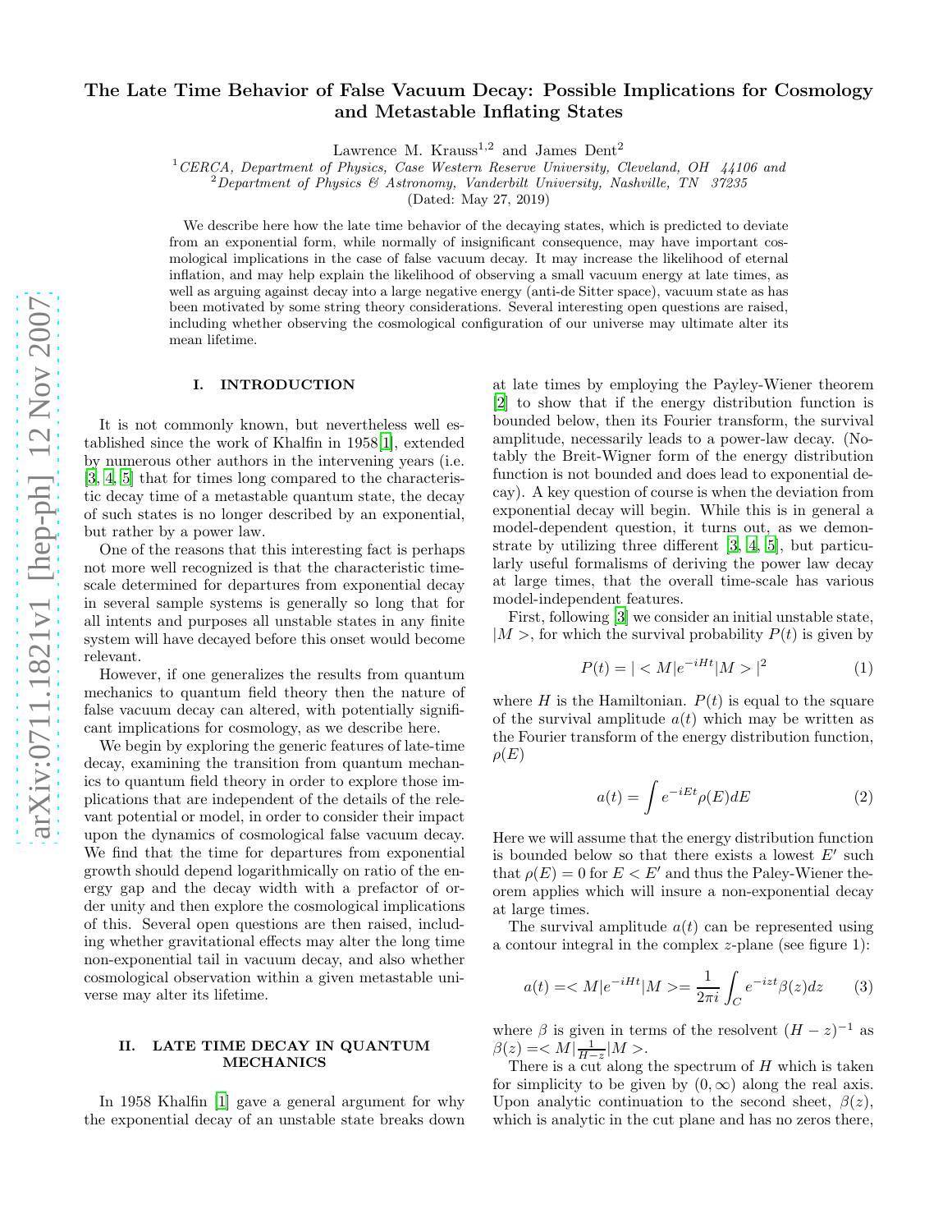# The Late Time Behavior of False Vacuum Decay: Possible Implications for Cosmology and Metastable Inflating States

Lawrence M. Krauss[1,2] and James Dent[2]

[1] *CERCA, Department of Physics, Case Western Reserve University, Cleveland, OH 44106 and*
[2] *Department of Physics & Astronomy, Vanderbilt University, Nashville, TN 37235*

(Dated: May 27, 2019)

We describe here how the late time behavior of the decaying states, which is predicted to deviate from an exponential form, while normally of insignificant consequence, may have important cosmological implications in the case of false vacuum decay. It may increase the likelihood of eternal inflation, and may help explain the likelihood of observing a small vacuum energy at late times, as well as arguing against decay into a large negative energy (anti-de Sitter space), vacuum state as has been motivated by some string theory considerations. Several interesting open questions are raised, including whether observing the cosmological configuration of our universe may ultimate alter its mean lifetime.

## I. INTRODUCTION

It is not commonly known, but nevertheless well established since the work of Khalfin in 1958[1], extended by numerous other authors in the intervening years (i.e. [3, 4, 5] that for times long compared to the characteristic decay time of a metastable quantum state, the decay of such states is no longer described by an exponential, but rather by a power law.

One of the reasons that this interesting fact is perhaps not more well recognized is that the characteristic timescale determined for departures from exponential decay in several sample systems is generally so long that for all intents and purposes all unstable states in any finite system will have decayed before this onset would become relevant.

However, if one generalizes the results from quantum mechanics to quantum field theory then the nature of false vacuum decay can altered, with potentially significant implications for cosmology, as we describe here.

We begin by exploring the generic features of late-time decay, examining the transition from quantum mechanics to quantum field theory in order to explore those implications that are independent of the details of the relevant potential or model, in order to consider their impact upon the dynamics of cosmological false vacuum decay. We find that the time for departures from exponential growth should depend logarithmically on ratio of the energy gap and the decay width with a prefactor of order unity and then explore the cosmological implications of this. Several open questions are then raised, including whether gravitational effects may alter the long time non-exponential tail in vacuum decay, and also whether cosmological observation within a given metastable universe may alter its lifetime.

## II. LATE TIME DECAY IN QUANTUM MECHANICS

In 1958 Khalfin [1] gave a general argument for why the exponential decay of an unstable state breaks down at late times by employing the Payley-Wiener theorem [2] to show that if the energy distribution function is bounded below, then its Fourier transform, the survival amplitude, necessarily leads to a power-law decay. (Notably the Breit-Wigner form of the energy distribution function is not bounded and does lead to exponential decay). A key question of course is when the deviation from exponential decay will begin. While this is in general a model-dependent question, it turns out, as we demonstrate by utilizing three different [3, 4, 5], but particularly useful formalisms of deriving the power law decay at large times, that the overall time-scale has various model-independent features.

First, following [3] we consider an initial unstable state, $|M>$, for which the survival probability $P(t)$ is given by

$$P(t) = |<M|e^{-iHt}|M>|^2 \qquad (1)$$

where $H$ is the Hamiltonian. $P(t)$ is equal to the square of the survival amplitude $a(t)$ which may be written as the Fourier transform of the energy distribution function, $\rho(E)$

$$a(t) = \int e^{-iEt}\rho(E)dE \qquad (2)$$

Here we will assume that the energy distribution function is bounded below so that there exists a lowest $E'$ such that $\rho(E) = 0$ for $E < E'$ and thus the Paley-Wiener theorem applies which will insure a non-exponential decay at large times.

The survival amplitude $a(t)$ can be represented using a contour integral in the complex $z$-plane (see figure 1):

$$a(t) = <M|e^{-iHt}|M> = \frac{1}{2\pi i}\int_C e^{-izt}\beta(z)dz \qquad (3)$$

where $\beta$ is given in terms of the resolvent $(H-z)^{-1}$ as $\beta(z) = <M|\frac{1}{H-z}|M>$.

There is a cut along the spectrum of $H$ which is taken for simplicity to be given by $(0, \infty)$ along the real axis. Upon analytic continuation to the second sheet, $\beta(z)$, which is analytic in the cut plane and has no zeros there,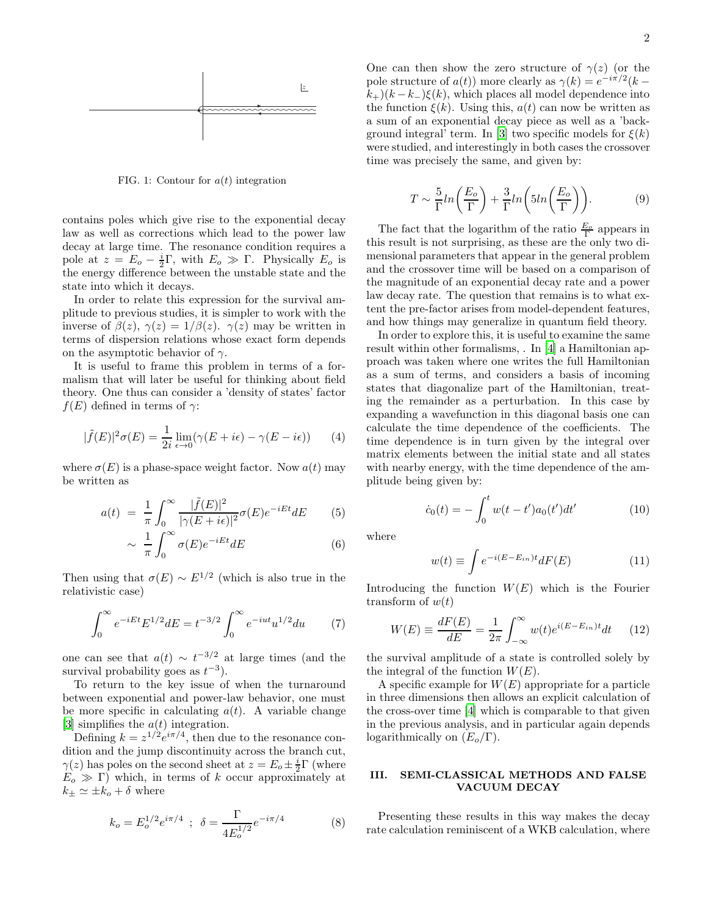FIG. 1: Contour for $a(t)$ integration

contains poles which give rise to the exponential decay law as well as corrections which lead to the power law decay at large time. The resonance condition requires a pole at $z = E_o - \frac{i}{2}\Gamma$, with $E_o \gg \Gamma$. Physically $E_o$ is the energy difference between the unstable state and the state into which it decays.

In order to relate this expression for the survival amplitude to previous studies, it is simpler to work with the inverse of $\beta(z)$, $\gamma(z) = 1/\beta(z)$. $\gamma(z)$ may be written in terms of dispersion relations whose exact form depends on the asymptotic behavior of $\gamma$.

It is useful to frame this problem in terms of a formalism that will later be useful for thinking about field theory. One thus can consider a 'density of states' factor $f(E)$ defined in terms of $\gamma$:

$$|\tilde{f}(E)|^2\sigma(E) = \frac{1}{2i}\lim_{\epsilon\to 0}(\gamma(E+i\epsilon) - \gamma(E-i\epsilon)) \qquad (4)$$

where $\sigma(E)$ is a phase-space weight factor. Now $a(t)$ may be written as

$$a(t) = \frac{1}{\pi}\int_0^\infty \frac{|\tilde{f}(E)|^2}{|\gamma(E+i\epsilon)|^2}\sigma(E)e^{-iEt}dE \qquad (5)$$

$$\sim \frac{1}{\pi}\int_0^\infty \sigma(E)e^{-iEt}dE \qquad (6)$$

Then using that $\sigma(E) \sim E^{1/2}$ (which is also true in the relativistic case)

$$\int_0^\infty e^{-iEt}E^{1/2}dE = t^{-3/2}\int_0^\infty e^{-iut}u^{1/2}du \qquad (7)$$

one can see that $a(t) \sim t^{-3/2}$ at large times (and the survival probability goes as $t^{-3}$).

To return to the key issue of when the turnaround between exponential and power-law behavior, one must be more specific in calculating $a(t)$. A variable change [3] simplifies the $a(t)$ integration.

Defining $k = z^{1/2}e^{i\pi/4}$, then due to the resonance condition and the jump discontinuity across the branch cut, $\gamma(z)$ has poles on the second sheet at $z = E_o \pm \frac{i}{2}\Gamma$ (where $E_o \gg \Gamma$) which, in terms of $k$ occur approximately at $k_\pm \simeq \pm k_o + \delta$ where

$$k_o = E_o^{1/2}e^{i\pi/4} \ ; \ \delta = \frac{\Gamma}{4E_o^{1/2}}e^{-i\pi/4} \qquad (8)$$

One can then show the zero structure of $\gamma(z)$ (or the pole structure of $a(t)$) more clearly as $\gamma(k) = e^{-i\pi/2}(k - k_+)(k - k_-)\xi(k)$, which places all model dependence into the function $\xi(k)$. Using this, $a(t)$ can now be written as a sum of an exponential decay piece as well as a 'background integral' term. In [3] two specific models for $\xi(k)$ were studied, and interestingly in both cases the crossover time was precisely the same, and given by:

$$T \sim \frac{5}{\Gamma}ln\left(\frac{E_o}{\Gamma}\right) + \frac{3}{\Gamma}ln\left(5ln\left(\frac{E_o}{\Gamma}\right)\right). \qquad (9)$$

The fact that the logarithm of the ratio $\frac{E_o}{\Gamma}$ appears in this result is not surprising, as these are the only two dimensional parameters that appear in the general problem and the crossover time will be based on a comparison of the magnitude of an exponential decay rate and a power law decay rate. The question that remains is to what extent the pre-factor arises from model-dependent features, and how things may generalize in quantum field theory.

In order to explore this, it is useful to examine the same result within other formalisms, . In [4] a Hamiltonian approach was taken where one writes the full Hamiltonian as a sum of terms, and considers a basis of incoming states that diagonalize part of the Hamiltonian, treating the remainder as a perturbation. In this case by expanding a wavefunction in this diagonal basis one can calculate the time dependence of the coefficients. The time dependence is in turn given by the integral over matrix elements between the initial state and all states with nearby energy, with the time dependence of the amplitude being given by:

$$\dot{c}_0(t) = -\int_0^t w(t-t')a_0(t')dt' \qquad (10)$$

where

$$w(t) \equiv \int e^{-i(E-E_{in})t}dF(E) \qquad (11)$$

Introducing the function $W(E)$ which is the Fourier transform of $w(t)$

$$W(E) \equiv \frac{dF(E)}{dE} = \frac{1}{2\pi}\int_{-\infty}^{\infty} w(t)e^{i(E-E_{in})t}dt \qquad (12)$$

the survival amplitude of a state is controlled solely by the integral of the function $W(E)$.

A specific example for $W(E)$ appropriate for a particle in three dimensions then allows an explicit calculation of the cross-over time [4] which is comparable to that given in the previous analysis, and in particular again depends logarithmically on $(E_o/\Gamma)$.

## III. SEMI-CLASSICAL METHODS AND FALSE VACUUM DECAY

Presenting these results in this way makes the decay rate calculation reminiscent of a WKB calculation, where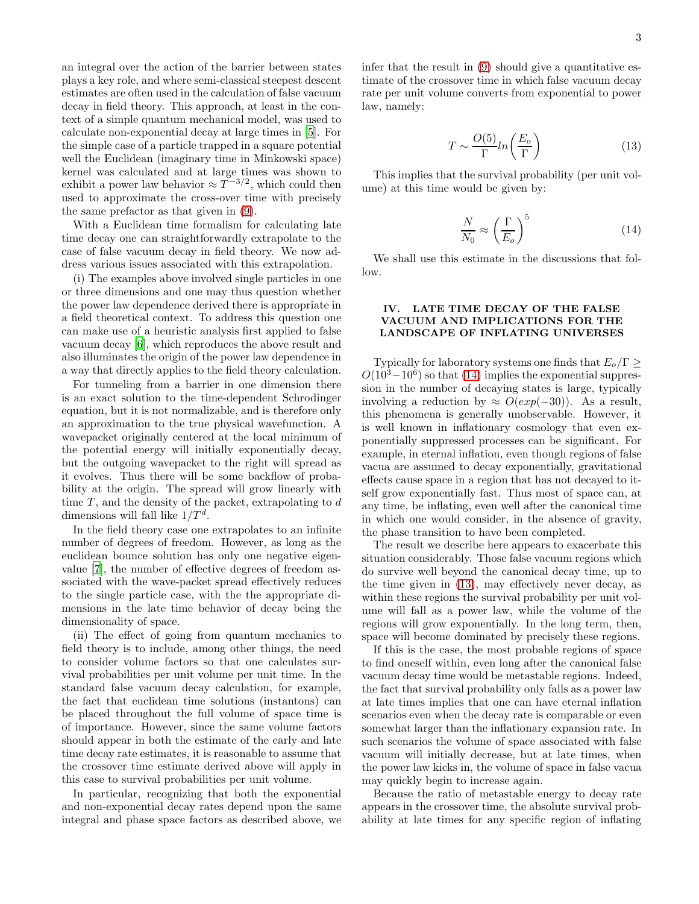an integral over the action of the barrier between states plays a key role, and where semi-classical steepest descent estimates are often used in the calculation of false vacuum decay in field theory. This approach, at least in the context of a simple quantum mechanical model, was used to calculate non-exponential decay at large times in [5]. For the simple case of a particle trapped in a square potential well the Euclidean (imaginary time in Minkowski space) kernel was calculated and at large times was shown to exhibit a power law behavior $\approx T^{-3/2}$, which could then used to approximate the cross-over time with precisely the same prefactor as that given in (9).

With a Euclidean time formalism for calculating late time decay one can straightforwardly extrapolate to the case of false vacuum decay in field theory. We now address various issues associated with this extrapolation.

(i) The examples above involved single particles in one or three dimensions and one may thus question whether the power law dependence derived there is appropriate in a field theoretical context. To address this question one can make use of a heuristic analysis first applied to false vacuum decay [6], which reproduces the above result and also illuminates the origin of the power law dependence in a way that directly applies to the field theory calculation.

For tunneling from a barrier in one dimension there is an exact solution to the time-dependent Schrodinger equation, but it is not normalizable, and is therefore only an approximation to the true physical wavefunction. A wavepacket originally centered at the local minimum of the potential energy will initially exponentially decay, but the outgoing wavepacket to the right will spread as it evolves. Thus there will be some backflow of probability at the origin. The spread will grow linearly with time $T$, and the density of the packet, extrapolating to $d$ dimensions will fall like $1/T^d$.

In the field theory case one extrapolates to an infinite number of degrees of freedom. However, as long as the euclidean bounce solution has only one negative eigenvalue [7], the number of effective degrees of freedom associated with the wave-packet spread effectively reduces to the single particle case, with the the appropriate dimensions in the late time behavior of decay being the dimensionality of space.

(ii) The effect of going from quantum mechanics to field theory is to include, among other things, the need to consider volume factors so that one calculates survival probabilities per unit volume per unit time. In the standard false vacuum decay calculation, for example, the fact that euclidean time solutions (instantons) can be placed throughout the full volume of space time is of importance. However, since the same volume factors should appear in both the estimate of the early and late time decay rate estimates, it is reasonable to assume that the crossover time estimate derived above will apply in this case to survival probabilities per unit volume.

In particular, recognizing that both the exponential and non-exponential decay rates depend upon the same integral and phase space factors as described above, we infer that the result in (9) should give a quantitative estimate of the crossover time in which false vacuum decay rate per unit volume converts from exponential to power law, namely:

$$T \sim \frac{O(5)}{\Gamma} ln\left(\frac{E_o}{\Gamma}\right) \tag{13}$$

This implies that the survival probability (per unit volume) at this time would be given by:

$$\frac{N}{N_0} \approx \left(\frac{\Gamma}{E_o}\right)^5 \tag{14}$$

We shall use this estimate in the discussions that follow.

## IV. LATE TIME DECAY OF THE FALSE VACUUM AND IMPLICATIONS FOR THE LANDSCAPE OF INFLATING UNIVERSES

Typically for laboratory systems one finds that $E_o/\Gamma \geq O(10^3-10^6)$ so that (14) implies the exponential suppression in the number of decaying states is large, typically involving a reduction by $\approx O(exp(-30))$. As a result, this phenomena is generally unobservable. However, it is well known in inflationary cosmology that even exponentially suppressed processes can be significant. For example, in eternal inflation, even though regions of false vacua are assumed to decay exponentially, gravitational effects cause space in a region that has not decayed to itself grow exponentially fast. Thus most of space can, at any time, be inflating, even well after the canonical time in which one would consider, in the absence of gravity, the phase transition to have been completed.

The result we describe here appears to exacerbate this situation considerably. Those false vacuum regions which do survive well beyond the canonical decay time, up to the time given in (13), may effectively never decay, as within these regions the survival probability per unit volume will fall as a power law, while the volume of the regions will grow exponentially. In the long term, then, space will become dominated by precisely these regions.

If this is the case, the most probable regions of space to find oneself within, even long after the canonical false vacuum decay time would be metastable regions. Indeed, the fact that survival probability only falls as a power law at late times implies that one can have eternal inflation scenarios even when the decay rate is comparable or even somewhat larger than the inflationary expansion rate. In such scenarios the volume of space associated with false vacuum will initially decrease, but at late times, when the power law kicks in, the volume of space in false vacua may quickly begin to increase again.

Because the ratio of metastable energy to decay rate appears in the crossover time, the absolute survival probability at late times for any specific region of inflating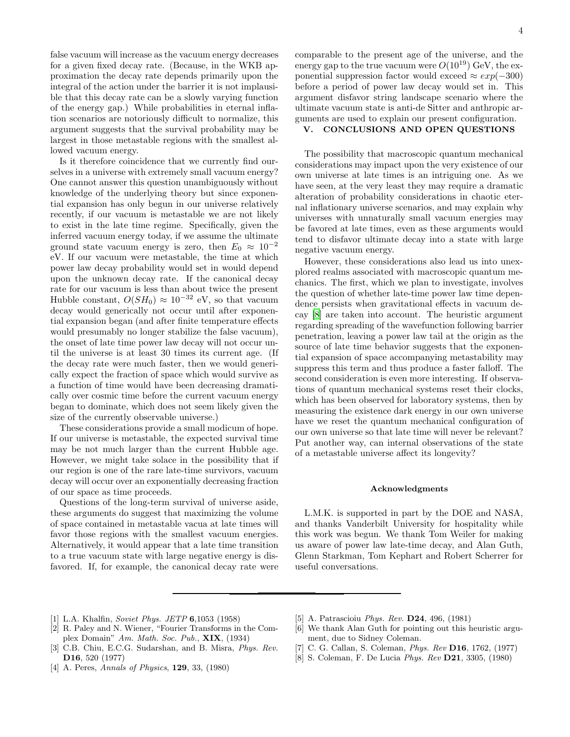false vacuum will increase as the vacuum energy decreases for a given fixed decay rate. (Because, in the WKB approximation the decay rate depends primarily upon the integral of the action under the barrier it is not implausible that this decay rate can be a slowly varying function of the energy gap.) While probabilities in eternal inflation scenarios are notoriously difficult to normalize, this argument suggests that the survival probability may be largest in those metastable regions with the smallest allowed vacuum energy.

Is it therefore coincidence that we currently find ourselves in a universe with extremely small vacuum energy? One cannot answer this question unambiguously without knowledge of the underlying theory but since exponential expansion has only begun in our universe relatively recently, if our vacuum is metastable we are not likely to exist in the late time regime. Specifically, given the inferred vacuum energy today, if we assume the ultimate ground state vacuum energy is zero, then $E_0 \approx 10^{-2}$ eV. If our vacuum were metastable, the time at which power law decay probability would set in would depend upon the unknown decay rate. If the canonical decay rate for our vacuum is less than about twice the present Hubble constant, $O(SH_0) \approx 10^{-32}$ eV, so that vacuum decay would generically not occur until after exponential expansion began (and after finite temperature effects would presumably no longer stabilize the false vacuum), the onset of late time power law decay will not occur until the universe is at least 30 times its current age. (If the decay rate were much faster, then we would generically expect the fraction of space which would survive as a function of time would have been decreasing dramatically over cosmic time before the current vacuum energy began to dominate, which does not seem likely given the size of the currently observable universe.)

These considerations provide a small modicum of hope. If our universe is metastable, the expected survival time may be not much larger than the current Hubble age. However, we might take solace in the possibility that if our region is one of the rare late-time survivors, vacuum decay will occur over an exponentially decreasing fraction of our space as time proceeds.

Questions of the long-term survival of universe aside, these arguments do suggest that maximizing the volume of space contained in metastable vacua at late times will favor those regions with the smallest vacuum energies. Alternatively, it would appear that a late time transition to a true vacuum state with large negative energy is disfavored. If, for example, the canonical decay rate were comparable to the present age of the universe, and the energy gap to the true vacuum were $O(10^{19})$ GeV, the exponential suppression factor would exceed $\approx exp(-300)$ before a period of power law decay would set in. This argument disfavor string landscape scenario where the ultimate vacuum state is anti-de Sitter and anthropic arguments are used to explain our present configuration.

## V. CONCLUSIONS AND OPEN QUESTIONS

The possibility that macroscopic quantum mechanical considerations may impact upon the very existence of our own universe at late times is an intriguing one. As we have seen, at the very least they may require a dramatic alteration of probability considerations in chaotic eternal inflationary universe scenarios, and may explain why universes with unnaturally small vacuum energies may be favored at late times, even as these arguments would tend to disfavor ultimate decay into a state with large negative vacuum energy.

However, these considerations also lead us into unexplored realms associated with macroscopic quantum mechanics. The first, which we plan to investigate, involves the question of whether late-time power law time dependence persists when gravitational effects in vacuum decay [8] are taken into account. The heuristic argument regarding spreading of the wavefunction following barrier penetration, leaving a power law tail at the origin as the source of late time behavior suggests that the exponential expansion of space accompanying metastability may suppress this term and thus produce a faster falloff. The second consideration is even more interesting. If observations of quantum mechanical systems reset their clocks, which has been observed for laboratory systems, then by measuring the existence dark energy in our own universe have we reset the quantum mechanical configuration of our own universe so that late time will never be relevant? Put another way, can internal observations of the state of a metastable universe affect its longevity?

### Acknowledgments

L.M.K. is supported in part by the DOE and NASA, and thanks Vanderbilt University for hospitality while this work was begun. We thank Tom Weiler for making us aware of power law late-time decay, and Alan Guth, Glenn Starkman, Tom Kephart and Robert Scherrer for useful conversations.

---

[1] L.A. Khalfin, *Soviet Phys. JETP* **6**,1053 (1958)
[2] R. Paley and N. Wiener, "Fourier Transforms in the Complex Domain" *Am. Math. Soc. Pub.*, **XIX**, (1934)
[3] C.B. Chiu, E.C.G. Sudarshan, and B. Misra, *Phys. Rev.* **D16**, 520 (1977)
[4] A. Peres, *Annals of Physics*, **129**, 33, (1980)
[5] A. Patrascioiu *Phys. Rev.* **D24**, 496, (1981)
[6] We thank Alan Guth for pointing out this heuristic argument, due to Sidney Coleman.
[7] C. G. Callan, S. Coleman, *Phys. Rev* **D16**, 1762, (1977)
[8] S. Coleman, F. De Lucia *Phys. Rev* **D21**, 3305, (1980)